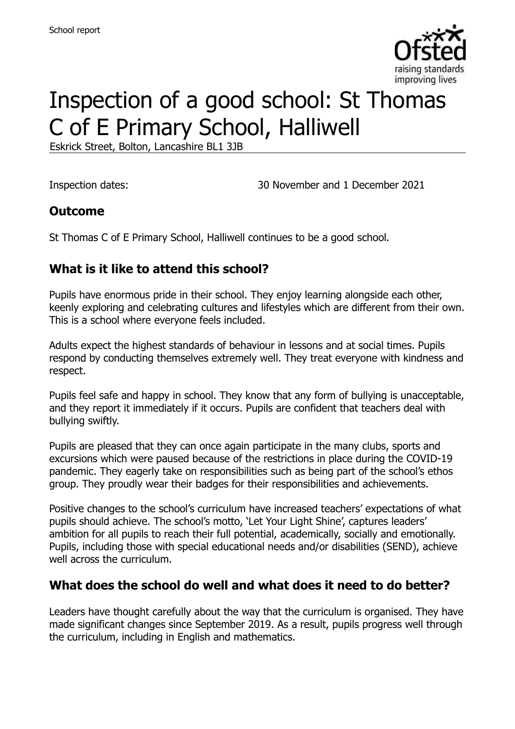School report

# Inspection of a good school: St Thomas C of E Primary School, Halliwell

Eskrick Street, Bolton, Lancashire BL1 3JB

Inspection dates: 30 November and 1 December 2021

## Outcome

St Thomas C of E Primary School, Halliwell continues to be a good school.

## What is it like to attend this school?

Pupils have enormous pride in their school. They enjoy learning alongside each other, keenly exploring and celebrating cultures and lifestyles which are different from their own. This is a school where everyone feels included.

Adults expect the highest standards of behaviour in lessons and at social times. Pupils respond by conducting themselves extremely well. They treat everyone with kindness and respect.

Pupils feel safe and happy in school. They know that any form of bullying is unacceptable, and they report it immediately if it occurs. Pupils are confident that teachers deal with bullying swiftly.

Pupils are pleased that they can once again participate in the many clubs, sports and excursions which were paused because of the restrictions in place during the COVID-19 pandemic. They eagerly take on responsibilities such as being part of the school's ethos group. They proudly wear their badges for their responsibilities and achievements.

Positive changes to the school's curriculum have increased teachers' expectations of what pupils should achieve. The school's motto, 'Let Your Light Shine', captures leaders' ambition for all pupils to reach their full potential, academically, socially and emotionally. Pupils, including those with special educational needs and/or disabilities (SEND), achieve well across the curriculum.

## What does the school do well and what does it need to do better?

Leaders have thought carefully about the way that the curriculum is organised. They have made significant changes since September 2019. As a result, pupils progress well through the curriculum, including in English and mathematics.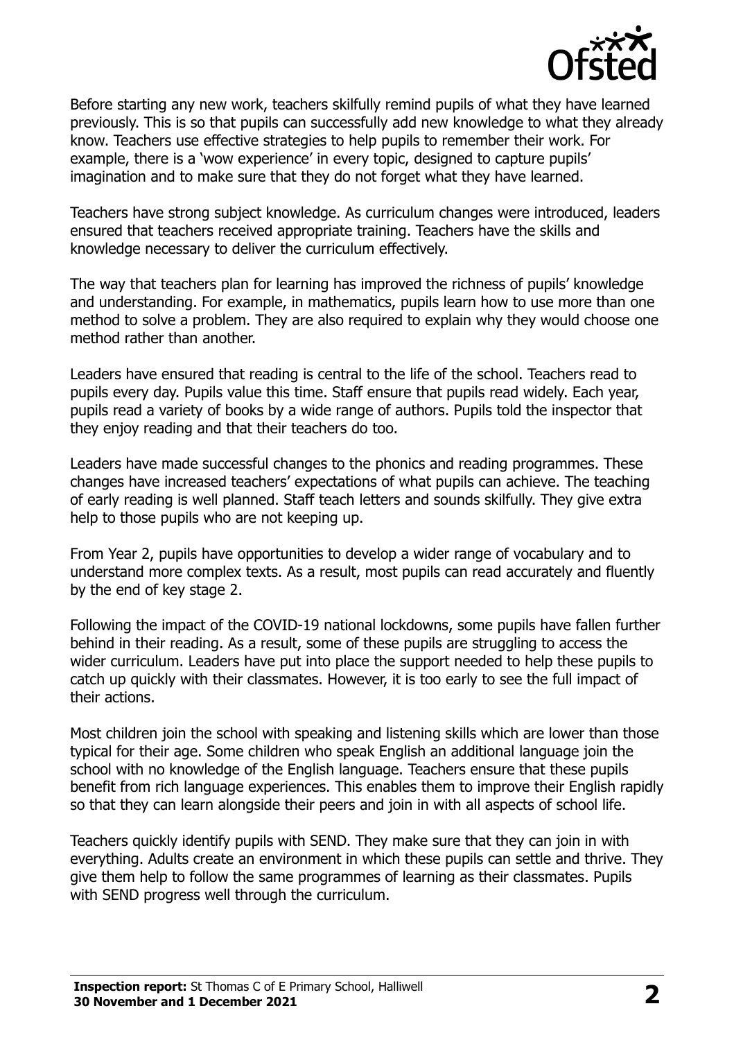Before starting any new work, teachers skilfully remind pupils of what they have learned previously. This is so that pupils can successfully add new knowledge to what they already know. Teachers use effective strategies to help pupils to remember their work. For example, there is a 'wow experience' in every topic, designed to capture pupils' imagination and to make sure that they do not forget what they have learned.

Teachers have strong subject knowledge. As curriculum changes were introduced, leaders ensured that teachers received appropriate training. Teachers have the skills and knowledge necessary to deliver the curriculum effectively.

The way that teachers plan for learning has improved the richness of pupils' knowledge and understanding. For example, in mathematics, pupils learn how to use more than one method to solve a problem. They are also required to explain why they would choose one method rather than another.

Leaders have ensured that reading is central to the life of the school. Teachers read to pupils every day. Pupils value this time. Staff ensure that pupils read widely. Each year, pupils read a variety of books by a wide range of authors. Pupils told the inspector that they enjoy reading and that their teachers do too.

Leaders have made successful changes to the phonics and reading programmes. These changes have increased teachers' expectations of what pupils can achieve. The teaching of early reading is well planned. Staff teach letters and sounds skilfully. They give extra help to those pupils who are not keeping up.

From Year 2, pupils have opportunities to develop a wider range of vocabulary and to understand more complex texts. As a result, most pupils can read accurately and fluently by the end of key stage 2.

Following the impact of the COVID-19 national lockdowns, some pupils have fallen further behind in their reading. As a result, some of these pupils are struggling to access the wider curriculum. Leaders have put into place the support needed to help these pupils to catch up quickly with their classmates. However, it is too early to see the full impact of their actions.

Most children join the school with speaking and listening skills which are lower than those typical for their age. Some children who speak English an additional language join the school with no knowledge of the English language. Teachers ensure that these pupils benefit from rich language experiences. This enables them to improve their English rapidly so that they can learn alongside their peers and join in with all aspects of school life.

Teachers quickly identify pupils with SEND. They make sure that they can join in with everything. Adults create an environment in which these pupils can settle and thrive. They give them help to follow the same programmes of learning as their classmates. Pupils with SEND progress well through the curriculum.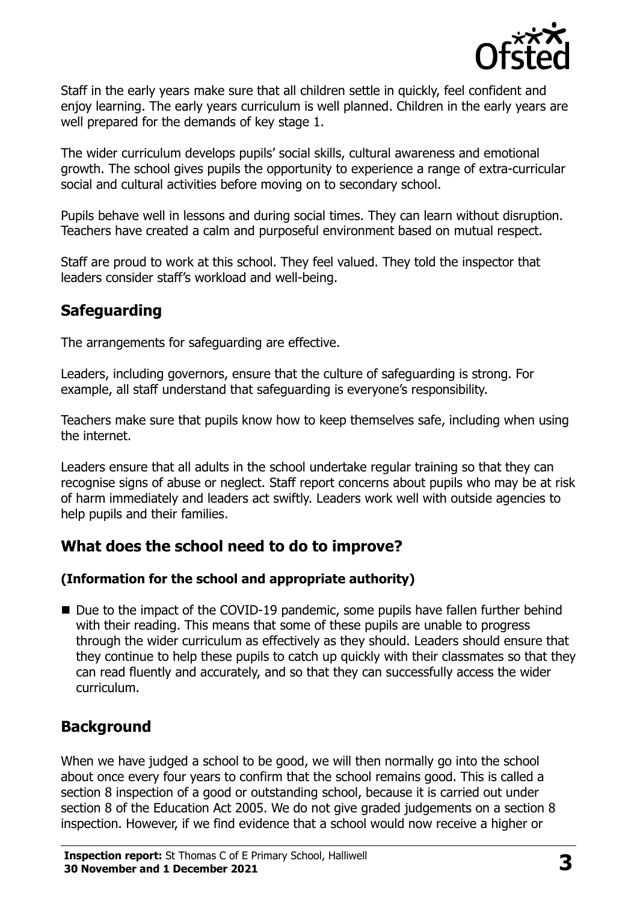Staff in the early years make sure that all children settle in quickly, feel confident and enjoy learning. The early years curriculum is well planned. Children in the early years are well prepared for the demands of key stage 1.

The wider curriculum develops pupils' social skills, cultural awareness and emotional growth. The school gives pupils the opportunity to experience a range of extra-curricular social and cultural activities before moving on to secondary school.

Pupils behave well in lessons and during social times. They can learn without disruption. Teachers have created a calm and purposeful environment based on mutual respect.

Staff are proud to work at this school. They feel valued. They told the inspector that leaders consider staff's workload and well-being.

## Safeguarding

The arrangements for safeguarding are effective.

Leaders, including governors, ensure that the culture of safeguarding is strong. For example, all staff understand that safeguarding is everyone's responsibility.

Teachers make sure that pupils know how to keep themselves safe, including when using the internet.

Leaders ensure that all adults in the school undertake regular training so that they can recognise signs of abuse or neglect. Staff report concerns about pupils who may be at risk of harm immediately and leaders act swiftly. Leaders work well with outside agencies to help pupils and their families.

## What does the school need to do to improve?

### (Information for the school and appropriate authority)

- Due to the impact of the COVID-19 pandemic, some pupils have fallen further behind with their reading. This means that some of these pupils are unable to progress through the wider curriculum as effectively as they should. Leaders should ensure that they continue to help these pupils to catch up quickly with their classmates so that they can read fluently and accurately, and so that they can successfully access the wider curriculum.

## Background

When we have judged a school to be good, we will then normally go into the school about once every four years to confirm that the school remains good. This is called a section 8 inspection of a good or outstanding school, because it is carried out under section 8 of the Education Act 2005. We do not give graded judgements on a section 8 inspection. However, if we find evidence that a school would now receive a higher or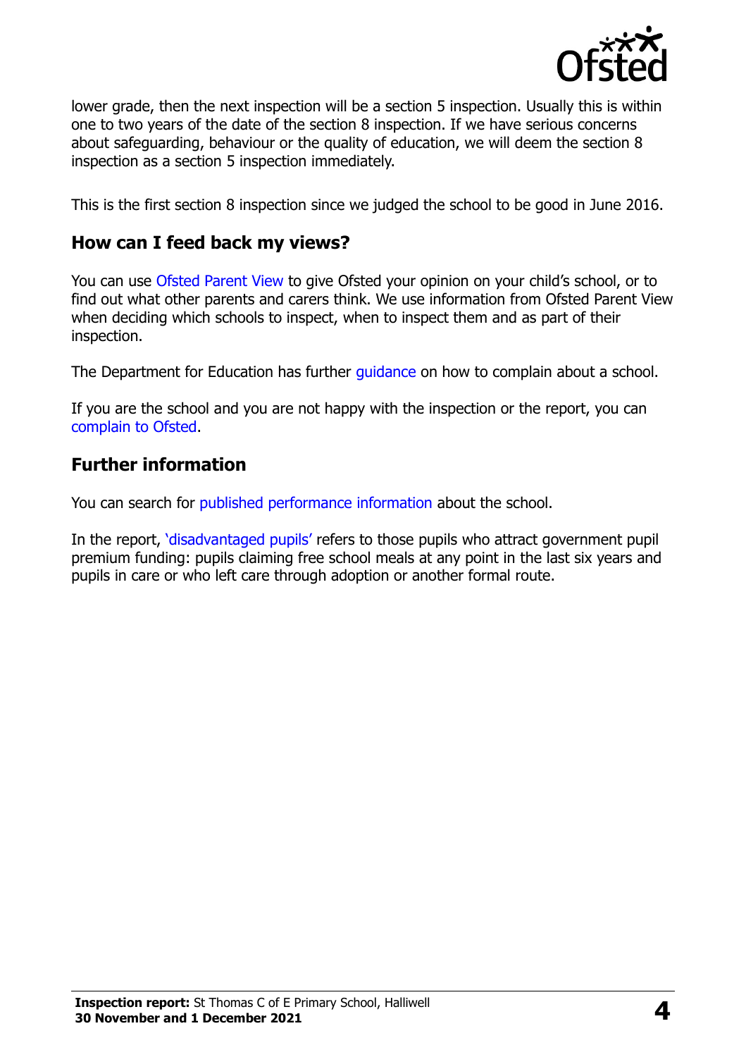lower grade, then the next inspection will be a section 5 inspection. Usually this is within one to two years of the date of the section 8 inspection. If we have serious concerns about safeguarding, behaviour or the quality of education, we will deem the section 8 inspection as a section 5 inspection immediately.

This is the first section 8 inspection since we judged the school to be good in June 2016.

## How can I feed back my views?

You can use Ofsted Parent View to give Ofsted your opinion on your child's school, or to find out what other parents and carers think. We use information from Ofsted Parent View when deciding which schools to inspect, when to inspect them and as part of their inspection.

The Department for Education has further guidance on how to complain about a school.

If you are the school and you are not happy with the inspection or the report, you can complain to Ofsted.

## Further information

You can search for published performance information about the school.

In the report, 'disadvantaged pupils' refers to those pupils who attract government pupil premium funding: pupils claiming free school meals at any point in the last six years and pupils in care or who left care through adoption or another formal route.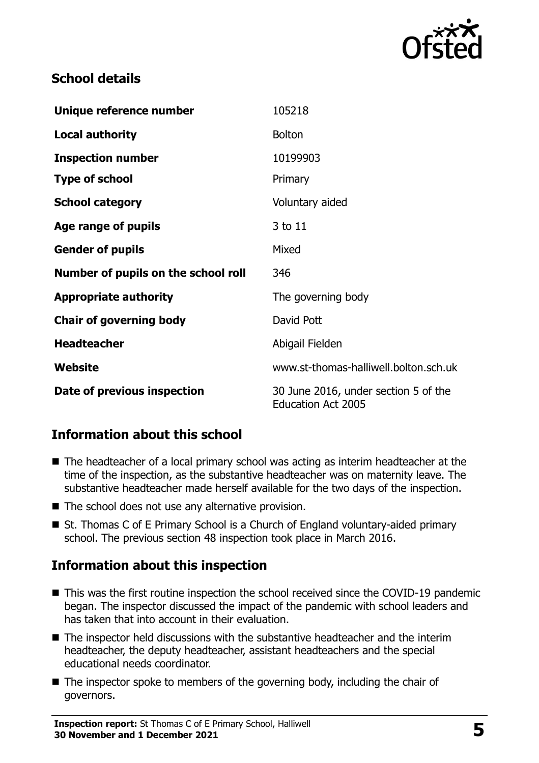## School details

| | |
|---|---|
| **Unique reference number** | 105218 |
| **Local authority** | Bolton |
| **Inspection number** | 10199903 |
| **Type of school** | Primary |
| **School category** | Voluntary aided |
| **Age range of pupils** | 3 to 11 |
| **Gender of pupils** | Mixed |
| **Number of pupils on the school roll** | 346 |
| **Appropriate authority** | The governing body |
| **Chair of governing body** | David Pott |
| **Headteacher** | Abigail Fielden |
| **Website** | www.st-thomas-halliwell.bolton.sch.uk |
| **Date of previous inspection** | 30 June 2016, under section 5 of the Education Act 2005 |

## Information about this school

- The headteacher of a local primary school was acting as interim headteacher at the time of the inspection, as the substantive headteacher was on maternity leave. The substantive headteacher made herself available for the two days of the inspection.
- The school does not use any alternative provision.
- St. Thomas C of E Primary School is a Church of England voluntary-aided primary school. The previous section 48 inspection took place in March 2016.

## Information about this inspection

- This was the first routine inspection the school received since the COVID-19 pandemic began. The inspector discussed the impact of the pandemic with school leaders and has taken that into account in their evaluation.
- The inspector held discussions with the substantive headteacher and the interim headteacher, the deputy headteacher, assistant headteachers and the special educational needs coordinator.
- The inspector spoke to members of the governing body, including the chair of governors.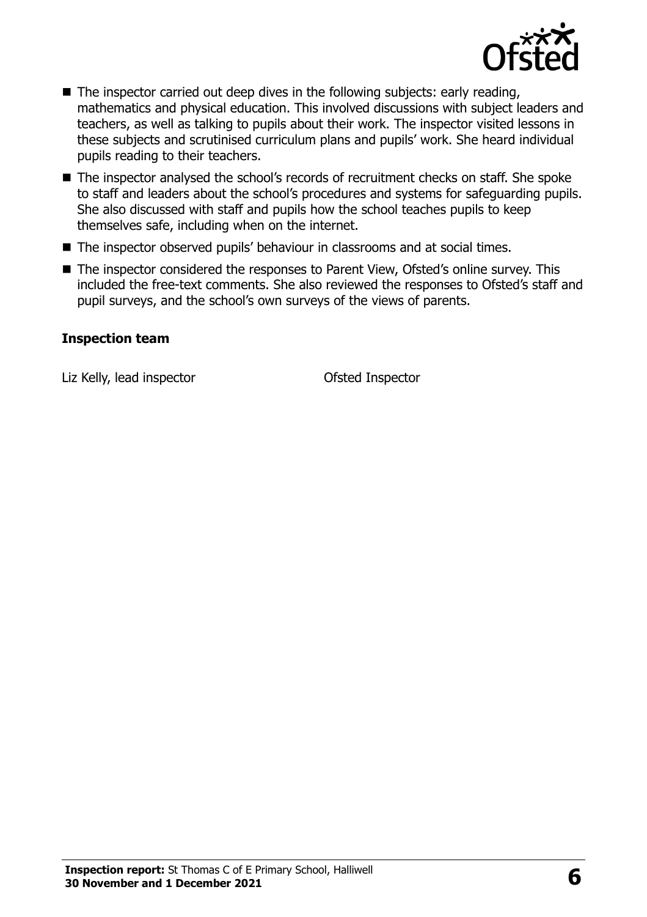- The inspector carried out deep dives in the following subjects: early reading, mathematics and physical education. This involved discussions with subject leaders and teachers, as well as talking to pupils about their work. The inspector visited lessons in these subjects and scrutinised curriculum plans and pupils' work. She heard individual pupils reading to their teachers.
- The inspector analysed the school's records of recruitment checks on staff. She spoke to staff and leaders about the school's procedures and systems for safeguarding pupils. She also discussed with staff and pupils how the school teaches pupils to keep themselves safe, including when on the internet.
- The inspector observed pupils' behaviour in classrooms and at social times.
- The inspector considered the responses to Parent View, Ofsted's online survey. This included the free-text comments. She also reviewed the responses to Ofsted's staff and pupil surveys, and the school's own surveys of the views of parents.

### Inspection team

| | |
|---|---|
| Liz Kelly, lead inspector | Ofsted Inspector |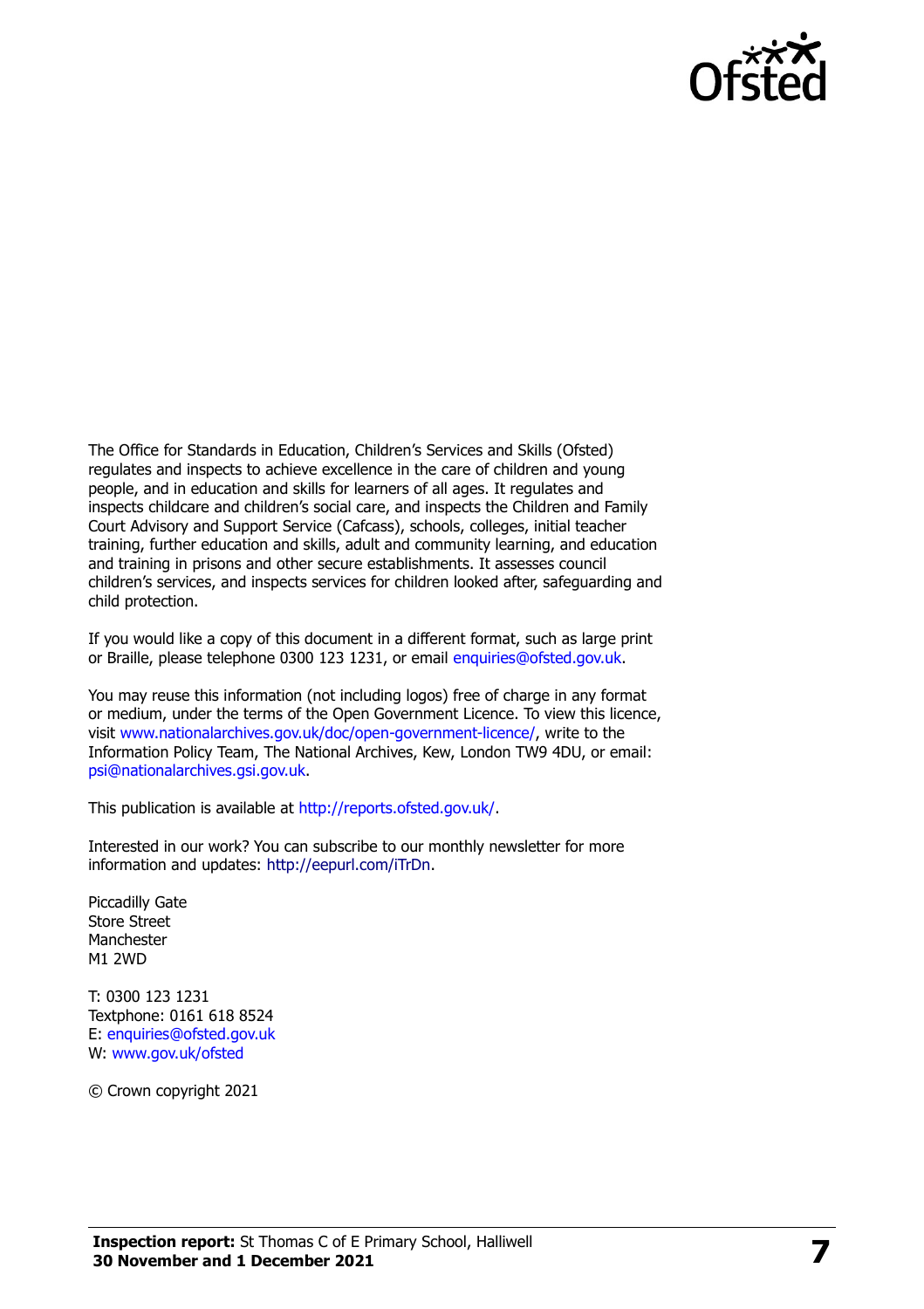The Office for Standards in Education, Children's Services and Skills (Ofsted) regulates and inspects to achieve excellence in the care of children and young people, and in education and skills for learners of all ages. It regulates and inspects childcare and children's social care, and inspects the Children and Family Court Advisory and Support Service (Cafcass), schools, colleges, initial teacher training, further education and skills, adult and community learning, and education and training in prisons and other secure establishments. It assesses council children's services, and inspects services for children looked after, safeguarding and child protection.

If you would like a copy of this document in a different format, such as large print or Braille, please telephone 0300 123 1231, or email enquiries@ofsted.gov.uk.

You may reuse this information (not including logos) free of charge in any format or medium, under the terms of the Open Government Licence. To view this licence, visit www.nationalarchives.gov.uk/doc/open-government-licence/, write to the Information Policy Team, The National Archives, Kew, London TW9 4DU, or email: psi@nationalarchives.gsi.gov.uk.

This publication is available at http://reports.ofsted.gov.uk/.

Interested in our work? You can subscribe to our monthly newsletter for more information and updates: http://eepurl.com/iTrDn.

Piccadilly Gate
Store Street
Manchester
M1 2WD

T: 0300 123 1231
Textphone: 0161 618 8524
E: enquiries@ofsted.gov.uk
W: www.gov.uk/ofsted

© Crown copyright 2021